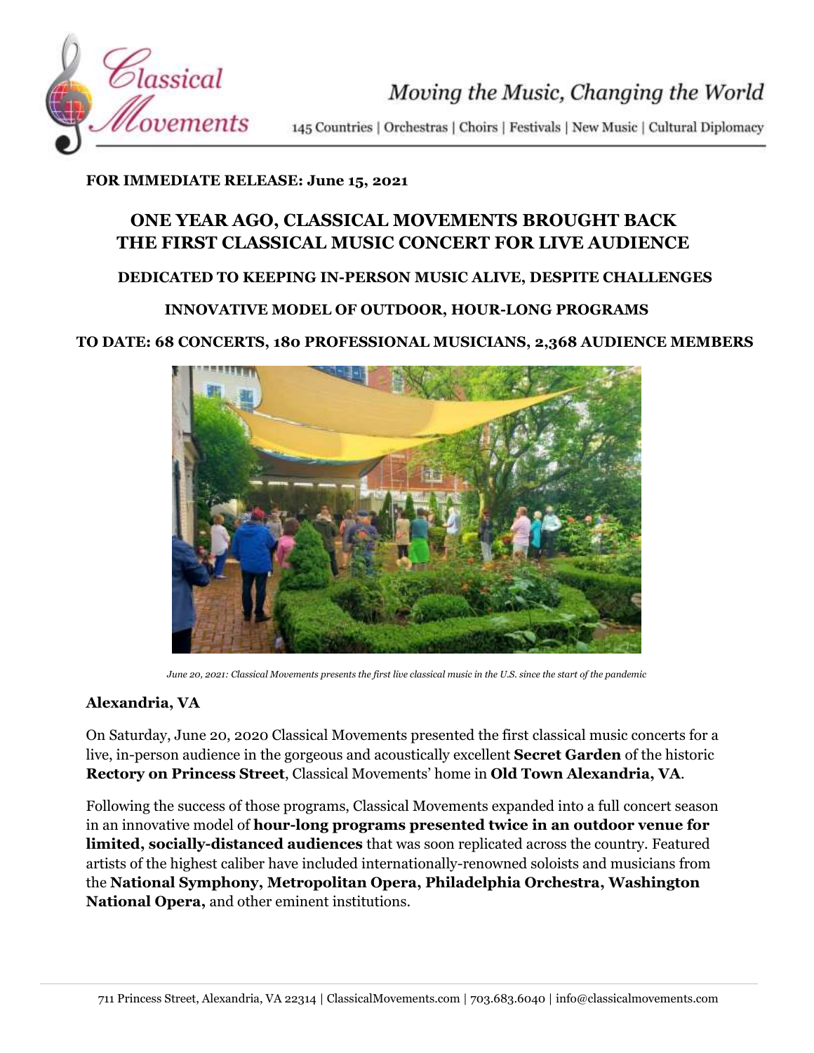Moving the Music, Changing the World

145 Countries | Orchestras | Choirs | Festivals | New Music | Cultural Diplomacy

**FOR IMMEDIATE RELEASE: June 15, 2021**

# ONE YEAR AGO, CLASSICAL MOVEMENTS BROUGHT BACK THE FIRST CLASSICAL MUSIC CONCERT FOR LIVE AUDIENCE

## DEDICATED TO KEEPING IN-PERSON MUSIC ALIVE, DESPITE CHALLENGES

## INNOVATIVE MODEL OF OUTDOOR, HOUR-LONG PROGRAMS

## TO DATE: 68 CONCERTS, 180 PROFESSIONAL MUSICIANS, 2,368 AUDIENCE MEMBERS

*June 20, 2021: Classical Movements presents the first live classical music in the U.S. since the start of the pandemic*

**Alexandria, VA**

On Saturday, June 20, 2020 Classical Movements presented the first classical music concerts for a live, in-person audience in the gorgeous and acoustically excellent **Secret Garden** of the historic **Rectory on Princess Street**, Classical Movements' home in **Old Town Alexandria, VA**.

Following the success of those programs, Classical Movements expanded into a full concert season in an innovative model of **hour-long programs presented twice in an outdoor venue for limited, socially-distanced audiences** that was soon replicated across the country. Featured artists of the highest caliber have included internationally-renowned soloists and musicians from the **National Symphony, Metropolitan Opera, Philadelphia Orchestra, Washington National Opera,** and other eminent institutions.

711 Princess Street, Alexandria, VA 22314 | ClassicalMovements.com | 703.683.6040 | info@classicalmovements.com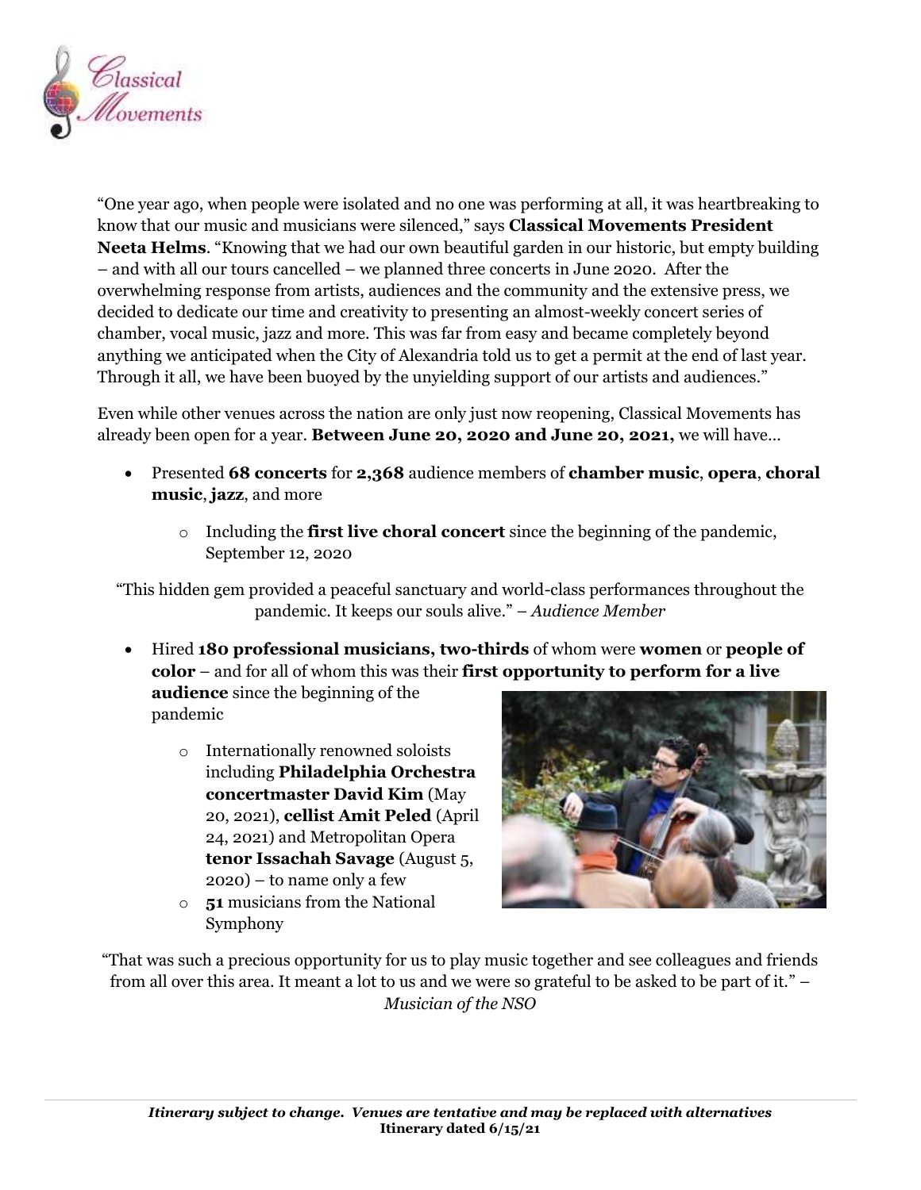"One year ago, when people were isolated and no one was performing at all, it was heartbreaking to know that our music and musicians were silenced," says **Classical Movements President Neeta Helms**. "Knowing that we had our own beautiful garden in our historic, but empty building – and with all our tours cancelled – we planned three concerts in June 2020. After the overwhelming response from artists, audiences and the community and the extensive press, we decided to dedicate our time and creativity to presenting an almost-weekly concert series of chamber, vocal music, jazz and more. This was far from easy and became completely beyond anything we anticipated when the City of Alexandria told us to get a permit at the end of last year. Through it all, we have been buoyed by the unyielding support of our artists and audiences."

Even while other venues across the nation are only just now reopening, Classical Movements has already been open for a year. **Between June 20, 2020 and June 20, 2021,** we will have…

- Presented **68 concerts** for **2,368** audience members of **chamber music**, **opera**, **choral music**, **jazz**, and more
  - Including the **first live choral concert** since the beginning of the pandemic, September 12, 2020

"This hidden gem provided a peaceful sanctuary and world-class performances throughout the pandemic. It keeps our souls alive." – *Audience Member*

- Hired **180 professional musicians, two-thirds** of whom were **women** or **people of color** – and for all of whom this was their **first opportunity to perform for a live audience** since the beginning of the pandemic
  - Internationally renowned soloists including **Philadelphia Orchestra concertmaster David Kim** (May 20, 2021), **cellist Amit Peled** (April 24, 2021) and Metropolitan Opera **tenor Issachah Savage** (August 5, 2020) – to name only a few
  - **51** musicians from the National Symphony

"That was such a precious opportunity for us to play music together and see colleagues and friends from all over this area. It meant a lot to us and we were so grateful to be asked to be part of it." – *Musician of the NSO*

***Itinerary subject to change. Venues are tentative and may be replaced with alternatives***
**Itinerary dated 6/15/21**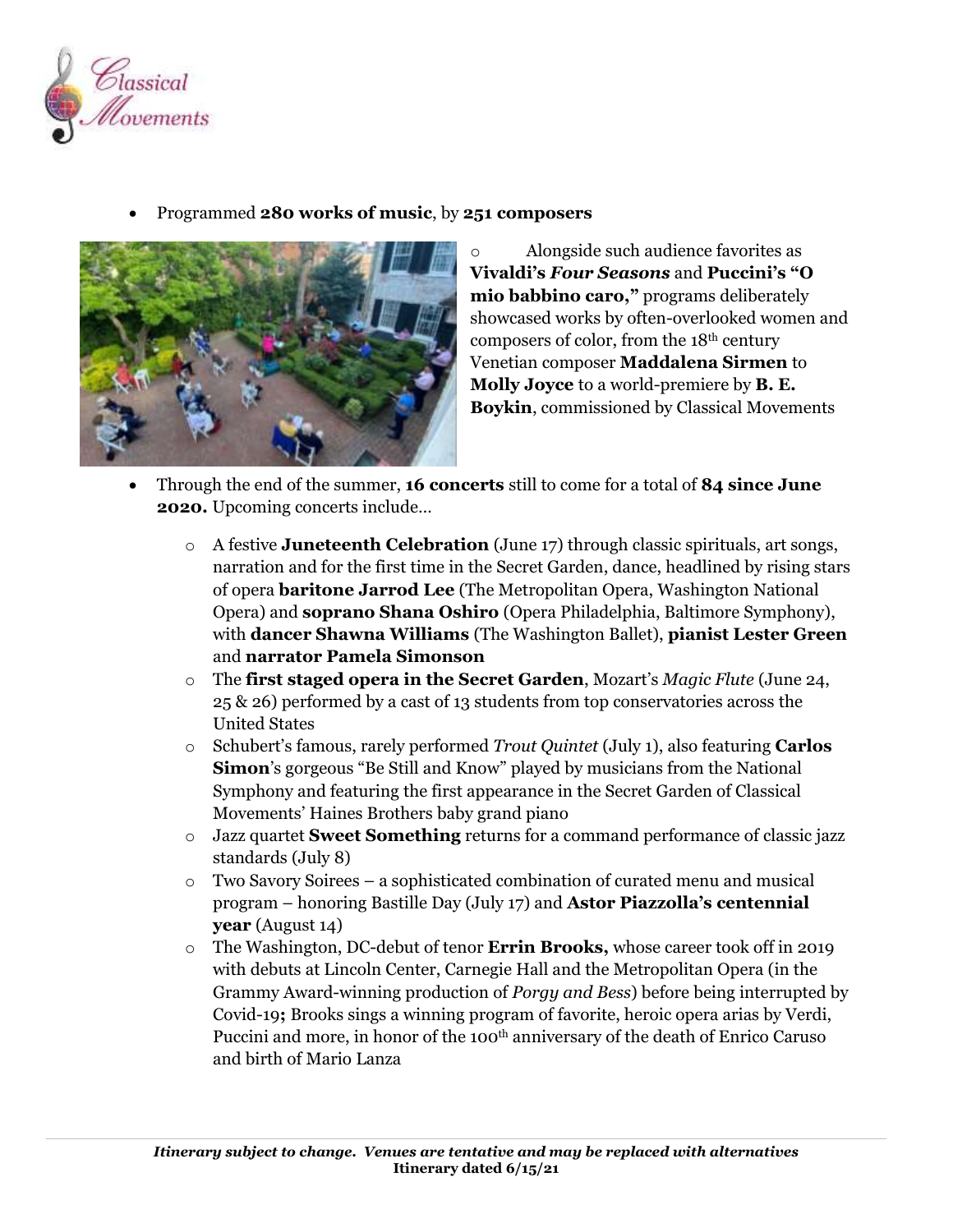- Programmed **280 works of music**, by **251 composers**
  - Alongside such audience favorites as **Vivaldi's *Four Seasons*** and **Puccini's "O mio babbino caro,"** programs deliberately showcased works by often-overlooked women and composers of color, from the 18th century Venetian composer **Maddalena Sirmen** to **Molly Joyce** to a world-premiere by **B. E. Boykin**, commissioned by Classical Movements
- Through the end of the summer, **16 concerts** still to come for a total of **84 since June 2020.** Upcoming concerts include…
  - A festive **Juneteenth Celebration** (June 17) through classic spirituals, art songs, narration and for the first time in the Secret Garden, dance, headlined by rising stars of opera **baritone Jarrod Lee** (The Metropolitan Opera, Washington National Opera) and **soprano Shana Oshiro** (Opera Philadelphia, Baltimore Symphony), with **dancer Shawna Williams** (The Washington Ballet), **pianist Lester Green** and **narrator Pamela Simonson**
  - The **first staged opera in the Secret Garden**, Mozart's *Magic Flute* (June 24, 25 & 26) performed by a cast of 13 students from top conservatories across the United States
  - Schubert's famous, rarely performed *Trout Quintet* (July 1), also featuring **Carlos Simon**'s gorgeous "Be Still and Know" played by musicians from the National Symphony and featuring the first appearance in the Secret Garden of Classical Movements' Haines Brothers baby grand piano
  - Jazz quartet **Sweet Something** returns for a command performance of classic jazz standards (July 8)
  - Two Savory Soirees – a sophisticated combination of curated menu and musical program – honoring Bastille Day (July 17) and **Astor Piazzolla's centennial year** (August 14)
  - The Washington, DC-debut of tenor **Errin Brooks,** whose career took off in 2019 with debuts at Lincoln Center, Carnegie Hall and the Metropolitan Opera (in the Grammy Award-winning production of *Porgy and Bess*) before being interrupted by Covid-19**;** Brooks sings a winning program of favorite, heroic opera arias by Verdi, Puccini and more, in honor of the 100th anniversary of the death of Enrico Caruso and birth of Mario Lanza

***Itinerary subject to change. Venues are tentative and may be replaced with alternatives***
**Itinerary dated 6/15/21**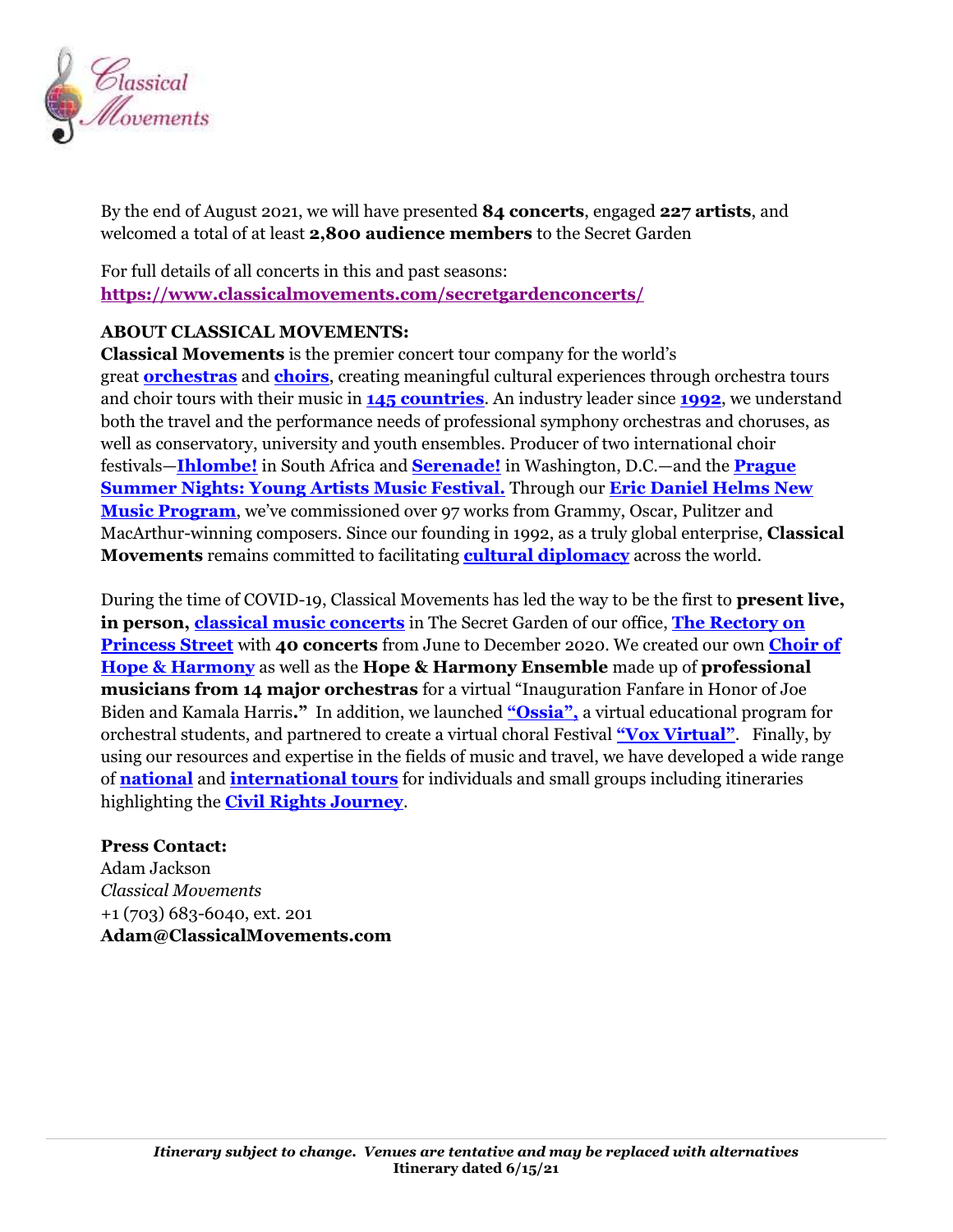By the end of August 2021, we will have presented **84 concerts**, engaged **227 artists**, and welcomed a total of at least **2,800 audience members** to the Secret Garden

For full details of all concerts in this and past seasons:
**https://www.classicalmovements.com/secretgardenconcerts/**

**ABOUT CLASSICAL MOVEMENTS:**
**Classical Movements** is the premier concert tour company for the world's great **orchestras** and **choirs**, creating meaningful cultural experiences through orchestra tours and choir tours with their music in **145 countries**. An industry leader since **1992**, we understand both the travel and the performance needs of professional symphony orchestras and choruses, as well as conservatory, university and youth ensembles. Producer of two international choir festivals—**Ihlombe!** in South Africa and **Serenade!** in Washington, D.C.—and the **Prague Summer Nights: Young Artists Music Festival.** Through our **Eric Daniel Helms New Music Program**, we've commissioned over 97 works from Grammy, Oscar, Pulitzer and MacArthur-winning composers. Since our founding in 1992, as a truly global enterprise, **Classical Movements** remains committed to facilitating **cultural diplomacy** across the world.

During the time of COVID-19, Classical Movements has led the way to be the first to **present live, in person, classical music concerts** in The Secret Garden of our office, **The Rectory on Princess Street** with **40 concerts** from June to December 2020. We created our own **Choir of Hope & Harmony** as well as the **Hope & Harmony Ensemble** made up of **professional musicians from 14 major orchestras** for a virtual "Inauguration Fanfare in Honor of Joe Biden and Kamala Harris**."** In addition, we launched **"Ossia",** a virtual educational program for orchestral students, and partnered to create a virtual choral Festival **"Vox Virtual"**. Finally, by using our resources and expertise in the fields of music and travel, we have developed a wide range of **national** and **international tours** for individuals and small groups including itineraries highlighting the **Civil Rights Journey**.

**Press Contact:**
Adam Jackson
*Classical Movements*
+1 (703) 683-6040, ext. 201
**Adam@ClassicalMovements.com**

***Itinerary subject to change. Venues are tentative and may be replaced with alternatives***
**Itinerary dated 6/15/21**